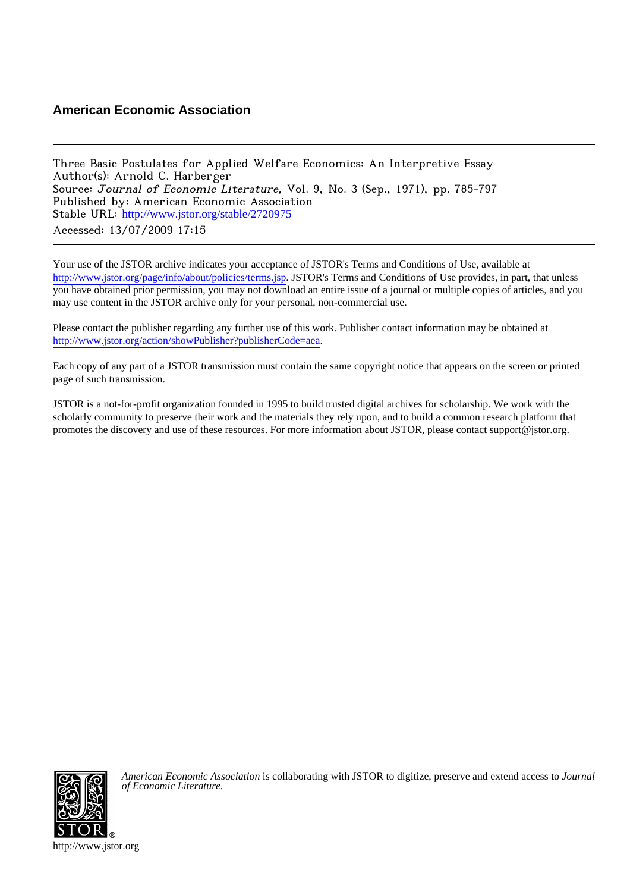# American Economic Association

Three Basic Postulates for Applied Welfare Economics: An Interpretive Essay
Author(s): Arnold C. Harberger
Source: *Journal of Economic Literature*, Vol. 9, No. 3 (Sep., 1971), pp. 785-797
Published by: American Economic Association
Stable URL: http://www.jstor.org/stable/2720975
Accessed: 13/07/2009 17:15

Your use of the JSTOR archive indicates your acceptance of JSTOR's Terms and Conditions of Use, available at http://www.jstor.org/page/info/about/policies/terms.jsp. JSTOR's Terms and Conditions of Use provides, in part, that unless you have obtained prior permission, you may not download an entire issue of a journal or multiple copies of articles, and you may use content in the JSTOR archive only for your personal, non-commercial use.

Please contact the publisher regarding any further use of this work. Publisher contact information may be obtained at http://www.jstor.org/action/showPublisher?publisherCode=aea.

Each copy of any part of a JSTOR transmission must contain the same copyright notice that appears on the screen or printed page of such transmission.

JSTOR is a not-for-profit organization founded in 1995 to build trusted digital archives for scholarship. We work with the scholarly community to preserve their work and the materials they rely upon, and to build a common research platform that promotes the discovery and use of these resources. For more information about JSTOR, please contact support@jstor.org.

*American Economic Association* is collaborating with JSTOR to digitize, preserve and extend access to *Journal of Economic Literature.*

http://www.jstor.org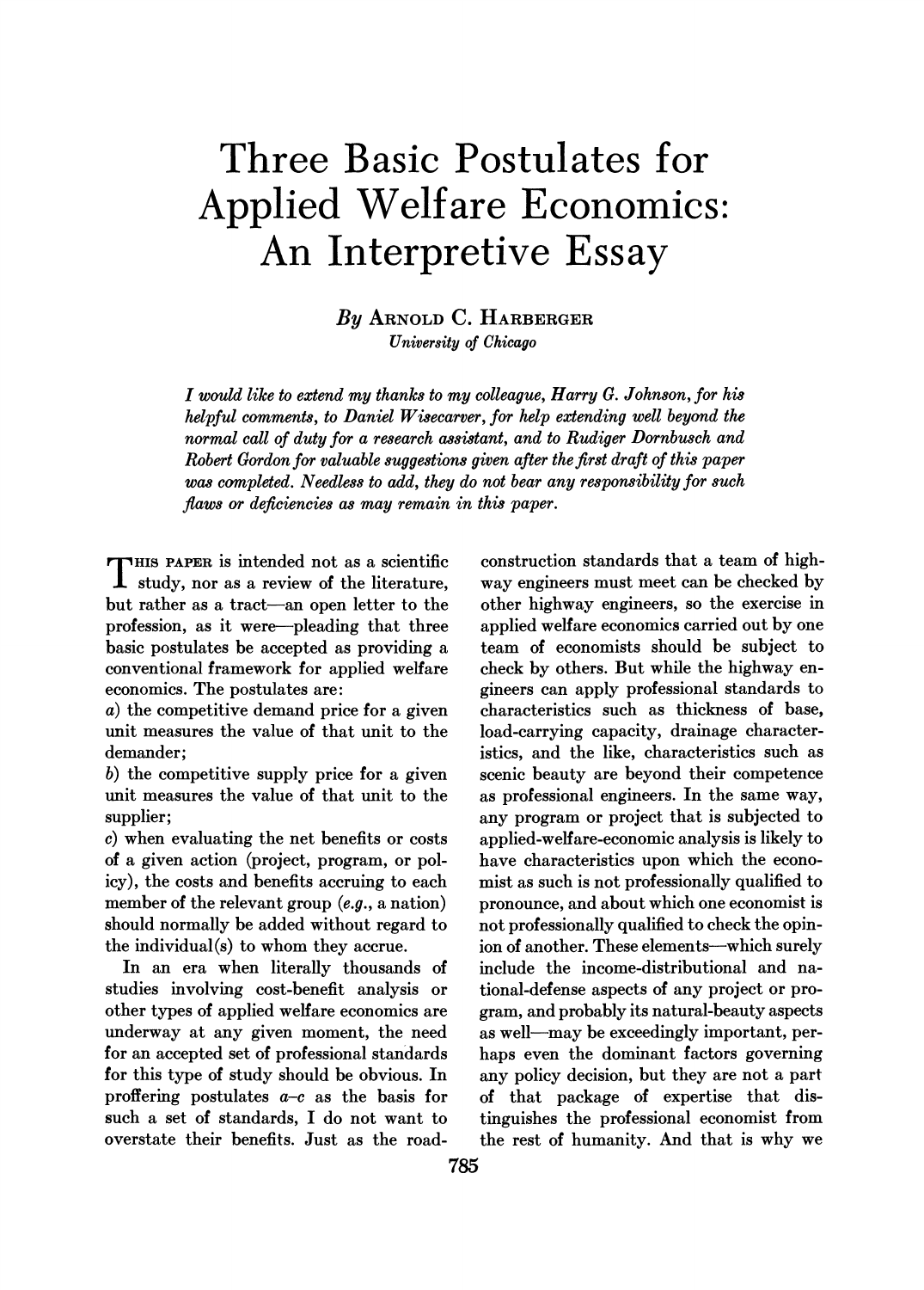# Three Basic Postulates for Applied Welfare Economics: An Interpretive Essay

*By* Arnold C. Harberger
*University of Chicago*

*I would like to extend my thanks to my colleague, Harry G. Johnson, for his helpful comments, to Daniel Wisecarver, for help extending well beyond the normal call of duty for a research assistant, and to Rudiger Dornbusch and Robert Gordon for valuable suggestions given after the first draft of this paper was completed. Needless to add, they do not bear any responsibility for such flaws or deficiencies as may remain in this paper.*

This paper is intended not as a scientific study, nor as a review of the literature, but rather as a tract—an open letter to the profession, as it were—pleading that three basic postulates be accepted as providing a conventional framework for applied welfare economics. The postulates are:

*a*) the competitive demand price for a given unit measures the value of that unit to the demander;

*b*) the competitive supply price for a given unit measures the value of that unit to the supplier;

*c*) when evaluating the net benefits or costs of a given action (project, program, or policy), the costs and benefits accruing to each member of the relevant group (*e.g.*, a nation) should normally be added without regard to the individual(s) to whom they accrue.

In an era when literally thousands of studies involving cost-benefit analysis or other types of applied welfare economics are underway at any given moment, the need for an accepted set of professional standards for this type of study should be obvious. In proffering postulates *a–c* as the basis for such a set of standards, I do not want to overstate their benefits. Just as the road-construction standards that a team of highway engineers must meet can be checked by other highway engineers, so the exercise in applied welfare economics carried out by one team of economists should be subject to check by others. But while the highway engineers can apply professional standards to characteristics such as thickness of base, load-carrying capacity, drainage characteristics, and the like, characteristics such as scenic beauty are beyond their competence as professional engineers. In the same way, any program or project that is subjected to applied-welfare-economic analysis is likely to have characteristics upon which the economist as such is not professionally qualified to pronounce, and about which one economist is not professionally qualified to check the opinion of another. These elements—which surely include the income-distributional and national-defense aspects of any project or program, and probably its natural-beauty aspects as well—may be exceedingly important, perhaps even the dominant factors governing any policy decision, but they are not a part of that package of expertise that distinguishes the professional economist from the rest of humanity. And that is why we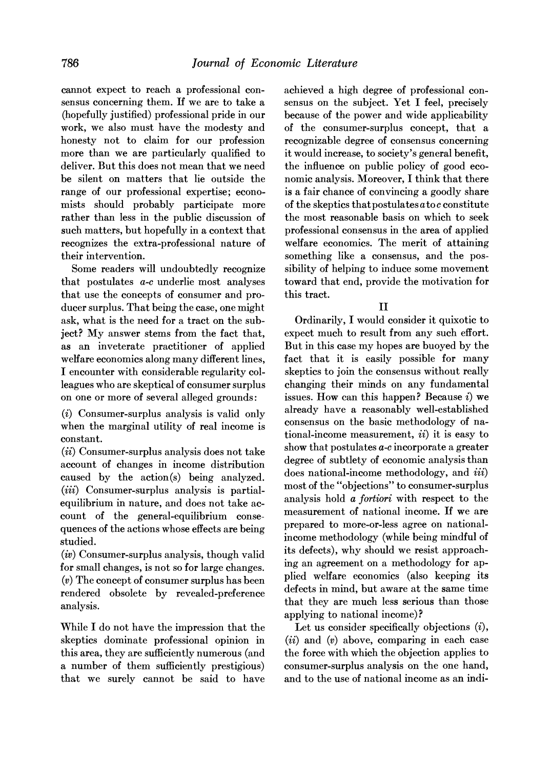cannot expect to reach a professional consensus concerning them. If we are to take a (hopefully justified) professional pride in our work, we also must have the modesty and honesty not to claim for our profession more than we are particularly qualified to deliver. But this does not mean that we need be silent on matters that lie outside the range of our professional expertise; economists should probably participate more rather than less in the public discussion of such matters, but hopefully in a context that recognizes the extra-professional nature of their intervention.

Some readers will undoubtedly recognize that postulates *a-c* underlie most analyses that use the concepts of consumer and producer surplus. That being the case, one might ask, what is the need for a tract on the subject? My answer stems from the fact that, as an inveterate practitioner of applied welfare economics along many different lines, I encounter with considerable regularity colleagues who are skeptical of consumer surplus on one or more of several alleged grounds:

(*i*) Consumer-surplus analysis is valid only when the marginal utility of real income is constant.

(*ii*) Consumer-surplus analysis does not take account of changes in income distribution caused by the action(s) being analyzed.

(*iii*) Consumer-surplus analysis is partial-equilibrium in nature, and does not take account of the general-equilibrium consequences of the actions whose effects are being studied.

(*iv*) Consumer-surplus analysis, though valid for small changes, is not so for large changes.

(*v*) The concept of consumer surplus has been rendered obsolete by revealed-preference analysis.

While I do not have the impression that the skeptics dominate professional opinion in this area, they are sufficiently numerous (and a number of them sufficiently prestigious) that we surely cannot be said to have achieved a high degree of professional consensus on the subject. Yet I feel, precisely because of the power and wide applicability of the consumer-surplus concept, that a recognizable degree of consensus concerning it would increase, to society's general benefit, the influence on public policy of good economic analysis. Moreover, I think that there is a fair chance of convincing a goodly share of the skeptics that postulates *a* to *c* constitute the most reasonable basis on which to seek professional consensus in the area of applied welfare economics. The merit of attaining something like a consensus, and the possibility of helping to induce some movement toward that end, provide the motivation for this tract.

## II

Ordinarily, I would consider it quixotic to expect much to result from any such effort. But in this case my hopes are buoyed by the fact that it is easily possible for many skeptics to join the consensus without really changing their minds on any fundamental issues. How can this happen? Because *i*) we already have a reasonably well-established consensus on the basic methodology of national-income measurement, *ii*) it is easy to show that postulates *a-c* incorporate a greater degree of subtlety of economic analysis than does national-income methodology, and *iii*) most of the "objections" to consumer-surplus analysis hold *a fortiori* with respect to the measurement of national income. If we are prepared to more-or-less agree on national-income methodology (while being mindful of its defects), why should we resist approaching an agreement on a methodology for applied welfare economics (also keeping its defects in mind, but aware at the same time that they are much less serious than those applying to national income)?

Let us consider specifically objections (*i*), (*ii*) and (*v*) above, comparing in each case the force with which the objection applies to consumer-surplus analysis on the one hand, and to the use of national income as an indi-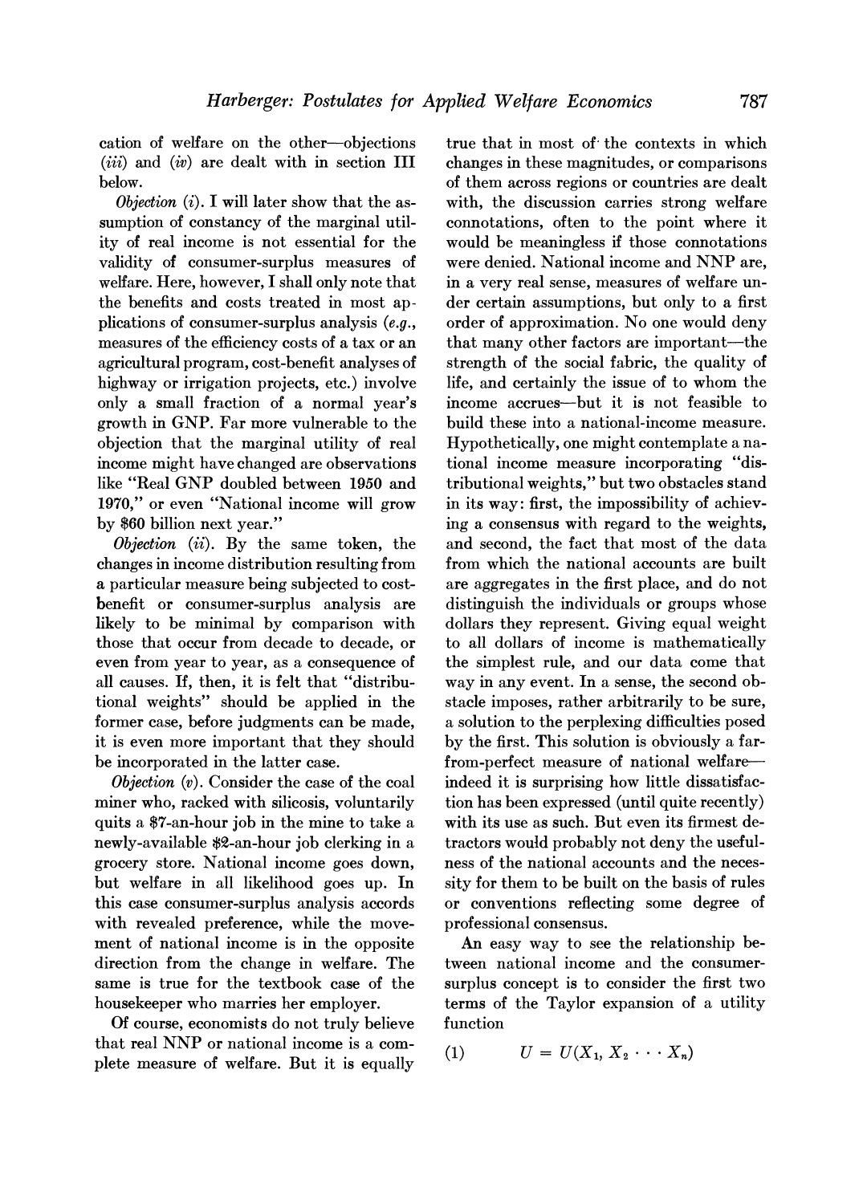cation of welfare on the other—objections (*iii*) and (*iv*) are dealt with in section III below.

*Objection* (*i*). I will later show that the assumption of constancy of the marginal utility of real income is not essential for the validity of consumer-surplus measures of welfare. Here, however, I shall only note that the benefits and costs treated in most applications of consumer-surplus analysis (*e.g.*, measures of the efficiency costs of a tax or an agricultural program, cost-benefit analyses of highway or irrigation projects, etc.) involve only a small fraction of a normal year's growth in GNP. Far more vulnerable to the objection that the marginal utility of real income might have changed are observations like "Real GNP doubled between 1950 and 1970," or even "National income will grow by $60 billion next year."

*Objection* (*ii*). By the same token, the changes in income distribution resulting from a particular measure being subjected to cost-benefit or consumer-surplus analysis are likely to be minimal by comparison with those that occur from decade to decade, or even from year to year, as a consequence of all causes. If, then, it is felt that "distributional weights" should be applied in the former case, before judgments can be made, it is even more important that they should be incorporated in the latter case.

*Objection* (*v*). Consider the case of the coal miner who, racked with silicosis, voluntarily quits a $7-an-hour job in the mine to take a newly-available $2-an-hour job clerking in a grocery store. National income goes down, but welfare in all likelihood goes up. In this case consumer-surplus analysis accords with revealed preference, while the movement of national income is in the opposite direction from the change in welfare. The same is true for the textbook case of the housekeeper who marries her employer.

Of course, economists do not truly believe that real NNP or national income is a complete measure of welfare. But it is equally true that in most of the contexts in which changes in these magnitudes, or comparisons of them across regions or countries are dealt with, the discussion carries strong welfare connotations, often to the point where it would be meaningless if those connotations were denied. National income and NNP are, in a very real sense, measures of welfare under certain assumptions, but only to a first order of approximation. No one would deny that many other factors are important—the strength of the social fabric, the quality of life, and certainly the issue of to whom the income accrues—but it is not feasible to build these into a national-income measure. Hypothetically, one might contemplate a national income measure incorporating "distributional weights," but two obstacles stand in its way: first, the impossibility of achieving a consensus with regard to the weights, and second, the fact that most of the data from which the national accounts are built are aggregates in the first place, and do not distinguish the individuals or groups whose dollars they represent. Giving equal weight to all dollars of income is mathematically the simplest rule, and our data come that way in any event. In a sense, the second obstacle imposes, rather arbitrarily to be sure, a solution to the perplexing difficulties posed by the first. This solution is obviously a far-from-perfect measure of national welfare—indeed it is surprising how little dissatisfaction has been expressed (until quite recently) with its use as such. But even its firmest detractors would probably not deny the usefulness of the national accounts and the necessity for them to be built on the basis of rules or conventions reflecting some degree of professional consensus.

An easy way to see the relationship between national income and the consumer-surplus concept is to consider the first two terms of the Taylor expansion of a utility function

$$U = U(X_1, X_2 \cdots X_n) \tag{1}$$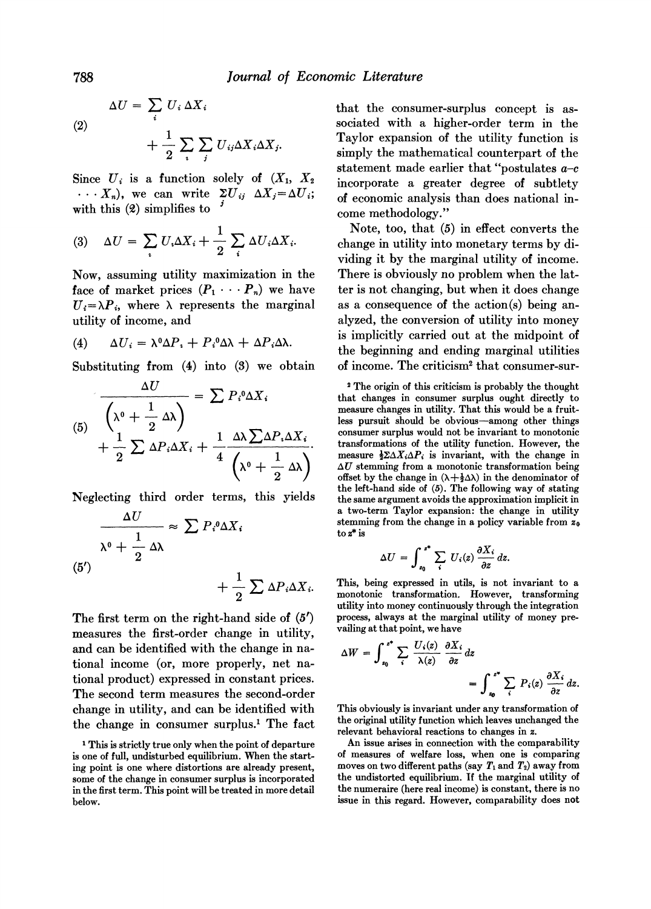$$\Delta U = \sum_i U_i \, \Delta X_i + \frac{1}{2} \sum_i \sum_j U_{ij} \Delta X_i \Delta X_j. \tag{2}$$

Since $U_i$ is a function solely of $(X_1, X_2 \cdots X_n)$, we can write $\sum_j U_{ij} \, \Delta X_j = \Delta U_i$; with this (2) simplifies to

$$\Delta U = \sum_i U_i \Delta X_i + \frac{1}{2} \sum_i \Delta U_i \Delta X_i. \tag{3}$$

Now, assuming utility maximization in the face of market prices $(P_1 \cdots P_n)$ we have $U_i = \lambda P_i$, where $\lambda$ represents the marginal utility of income, and

$$\Delta U_i = \lambda^0 \Delta P_i + P_i^0 \Delta \lambda + \Delta P_i \Delta \lambda. \tag{4}$$

Substituting from (4) into (3) we obtain

$$\frac{\Delta U}{\left(\lambda^0 + \frac{1}{2} \Delta \lambda\right)} = \sum P_i^0 \Delta X_i + \frac{1}{2} \sum \Delta P_i \Delta X_i + \frac{1}{4} \frac{\Delta \lambda \sum \Delta P_i \Delta X_i}{\left(\lambda^0 + \frac{1}{2} \Delta \lambda\right)}. \tag{5}$$

Neglecting third order terms, this yields

$$\frac{\Delta U}{\lambda^0 + \frac{1}{2} \Delta \lambda} \approx \sum P_i^0 \Delta X_i + \frac{1}{2} \sum \Delta P_i \Delta X_i. \tag{5'}$$

The first term on the right-hand side of (5′) measures the first-order change in utility, and can be identified with the change in national income (or, more properly, net national product) expressed in constant prices. The second term measures the second-order change in utility, and can be identified with the change in consumer surplus.[1] The fact that the consumer-surplus concept is associated with a higher-order term in the Taylor expansion of the utility function is simply the mathematical counterpart of the statement made earlier that "postulates *a–c* incorporate a greater degree of subtlety of economic analysis than does national income methodology."

Note, too, that (5) in effect converts the change in utility into monetary terms by dividing it by the marginal utility of income. There is obviously no problem when the latter is not changing, but when it does change as a consequence of the action(s) being analyzed, the conversion of utility into money is implicitly carried out at the midpoint of the beginning and ending marginal utilities of income. The criticism[2] that consumer-surplus

An issue arises in connection with the comparability of measures of welfare loss, when one is comparing moves on two different paths (say $T_1$ and $T_2$) away from the undistorted equilibrium. If the marginal utility of the numeraire (here real income) is constant, there is no issue in this regard. However, comparability does not

---

[1] This is strictly true only when the point of departure is one of full, undisturbed equilibrium. When the starting point is one where distortions are already present, some of the change in consumer surplus is incorporated in the first term. This point will be treated in more detail below.

[2] The origin of this criticism is probably the thought that changes in consumer surplus ought directly to measure changes in utility. That this would be a fruitless pursuit should be obvious—among other things consumer surplus would not be invariant to monotonic transformations of the utility function. However, the measure $\frac{1}{2}\Sigma \Delta X_i \Delta P_i$ is invariant, with the change in $\Delta U$ stemming from a monotonic transformation being offset by the change in $(\lambda + \frac{1}{2}\Delta\lambda)$ in the denominator of the left-hand side of (5). The following way of stating the same argument avoids the approximation implicit in a two-term Taylor expansion: the change in utility stemming from the change in a policy variable from $z_0$ to $z^*$ is

$$\Delta U = \int_{z_0}^{z^*} \sum_i U_i(z) \frac{\partial X_i}{\partial z} dz.$$

This, being expressed in utils, is not invariant to a monotonic transformation. However, transforming utility into money continuously through the integration process, always at the marginal utility of money prevailing at that point, we have

$$\Delta W = \int_{z_0}^{z^*} \sum_i \frac{U_i(z)}{\lambda(z)} \frac{\partial X_i}{\partial z} dz = \int_{z_0}^{z^*} \sum_i P_i(z) \frac{\partial X_i}{\partial z} dz.$$

This obviously is invariant under any transformation of the original utility function which leaves unchanged the relevant behavioral reactions to changes in $z$.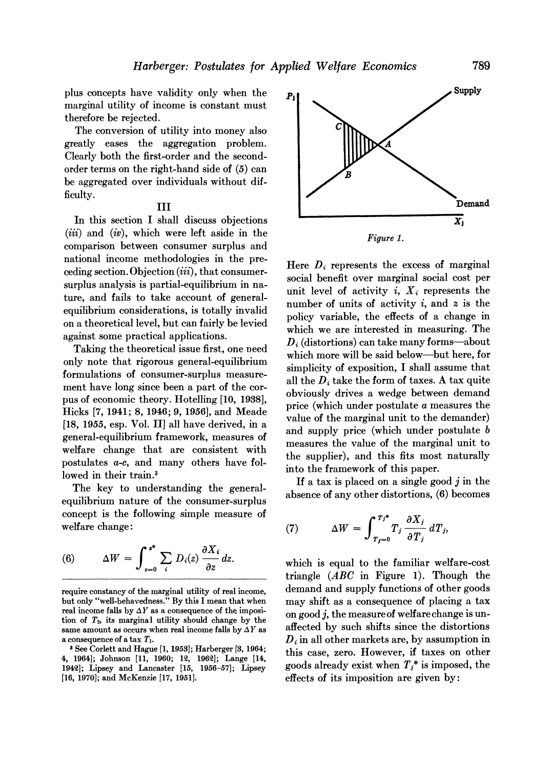plus concepts have validity only when the marginal utility of income is constant must therefore be rejected.

The conversion of utility into money also greatly eases the aggregation problem. Clearly both the first-order and the second-order terms on the right-hand side of (5) can be aggregated over individuals without difficulty.

## III

In this section I shall discuss objections (*iii*) and (*iv*), which were left aside in the comparison between consumer surplus and national income methodologies in the preceding section. Objection (*iii*), that consumer-surplus analysis is partial-equilibrium in nature, and fails to take account of general-equilibrium considerations, is totally invalid on a theoretical level, but can fairly be levied against some practical applications.

Taking the theoretical issue first, one need only note that rigorous general-equilibrium formulations of consumer-surplus measurement have long since been a part of the corpus of economic theory. Hotelling [10, 1938], Hicks [7, 1941; 8, 1946; 9, 1956], and Meade [18, 1955, esp. Vol. II] all have derived, in a general-equilibrium framework, measures of welfare change that are consistent with postulates *a-c*, and many others have followed in their train.[3]

The key to understanding the general-equilibrium nature of the consumer-surplus concept is the following simple measure of welfare change:

$$\Delta W = \int_{z=0}^{z^*} \sum_i D_i(z) \frac{\partial X_i}{\partial z} dz. \tag{6}$$

Figure 1.

Here $D_i$ represents the excess of marginal social benefit over marginal social cost per unit level of activity $i$, $X_i$ represents the number of units of activity $i$, and $z$ is the policy variable, the effects of a change in which we are interested in measuring. The $D_i$ (distortions) can take many forms—about which more will be said below—but here, for simplicity of exposition, I shall assume that all the $D_i$ take the form of taxes. A tax quite obviously drives a wedge between demand price (which under postulate *a* measures the value of the marginal unit to the demander) and supply price (which under postulate *b* measures the value of the marginal unit to the supplier), and this fits most naturally into the framework of this paper.

If a tax is placed on a single good $j$ in the absence of any other distortions, (6) becomes

$$\Delta W = \int_{T_j=0}^{T_j^*} T_j \frac{\partial X_j}{\partial T_j} dT_j, \tag{7}$$

which is equal to the familiar welfare-cost triangle ($ABC$ in Figure 1). Though the demand and supply functions of other goods may shift as a consequence of placing a tax on good $j$, the measure of welfare change is unaffected by such shifts since the distortions $D_i$ in all other markets are, by assumption in this case, zero. However, if taxes on other goods already exist when $T_j^*$ is imposed, the effects of its imposition are given by:

---

require constancy of the marginal utility of real income, but only "well-behavedness." By this I mean that when real income falls by $\Delta Y$ as a consequence of the imposition of $T_2$, its marginal utility should change by the same amount as occurs when real income falls by $\Delta Y$ as a consequence of a tax $T_1$.

[3] See Corlett and Hague [1, 1953]; Harberger [3, 1964; 4, 1964]; Johnson [11, 1960; 12, 1962]; Lange [14, 1942]; Lipsey and Lancaster [15, 1956–57]; Lipsey [16, 1970]; and McKenzie [17, 1951].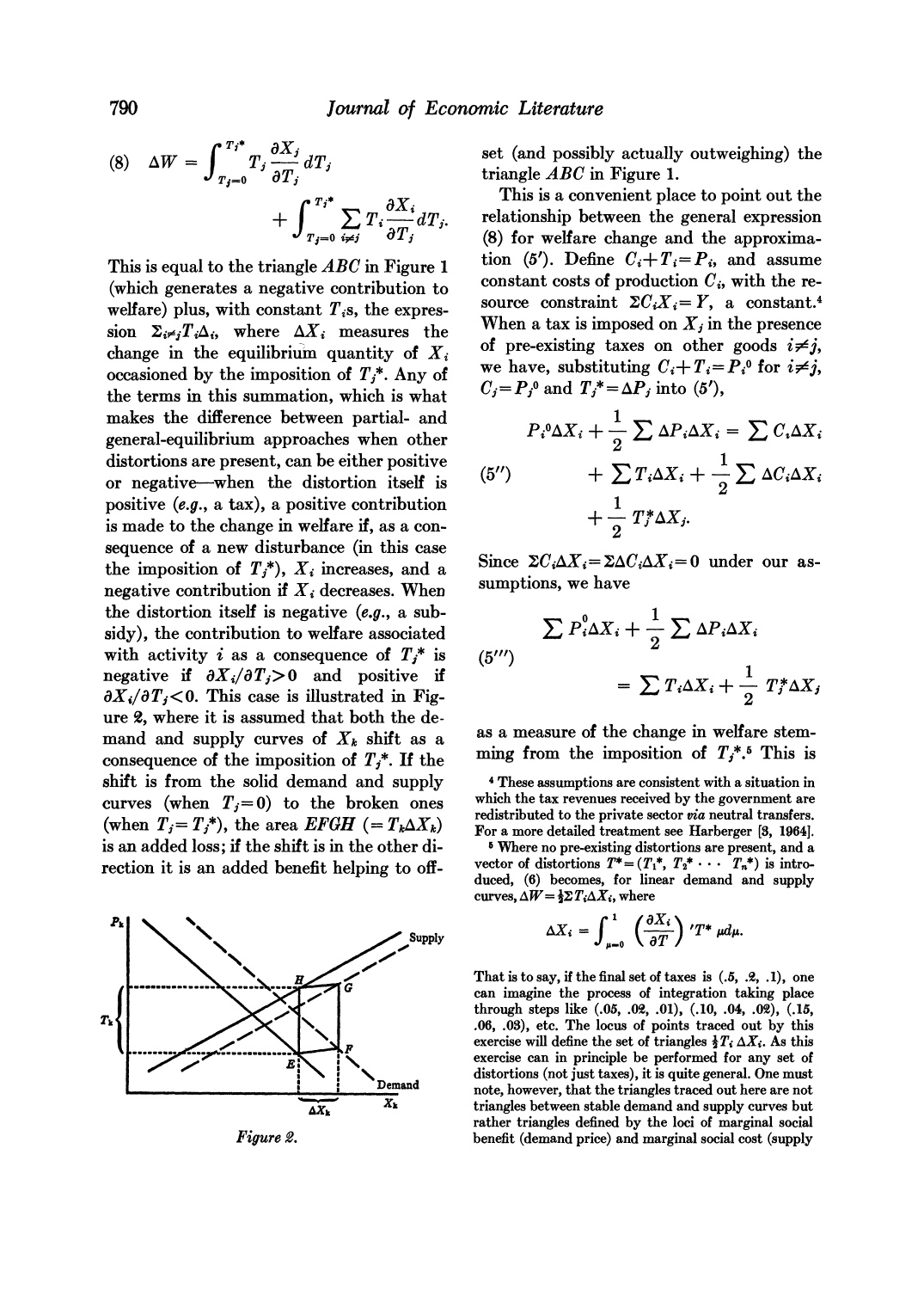$$(8)\quad \Delta W = \int_{T_j=0}^{T_j^*} T_j \frac{\partial X_j}{\partial T_j} dT_j + \int_{T_j=0}^{T_j^*} \sum_{i \neq j} T_i \frac{\partial X_i}{\partial T_j} dT_j.$$

This is equal to the triangle $ABC$ in Figure 1 (which generates a negative contribution to welfare) plus, with constant $T_i$s, the expression $\Sigma_{i \neq j} T_i \Delta_i$, where $\Delta X_i$ measures the change in the equilibrium quantity of $X_i$ occasioned by the imposition of $T_j^*$. Any of the terms in this summation, which is what makes the difference between partial- and general-equilibrium approaches when other distortions are present, can be either positive or negative—when the distortion itself is positive (*e.g.*, a tax), a positive contribution is made to the change in welfare if, as a consequence of a new disturbance (in this case the imposition of $T_j^*$), $X_i$ increases, and a negative contribution if $X_i$ decreases. When the distortion itself is negative (*e.g.*, a subsidy), the contribution to welfare associated with activity $i$ as a consequence of $T_j^*$ is negative if $\partial X_i / \partial T_j > 0$ and positive if $\partial X_i / \partial T_j < 0$. This case is illustrated in Figure 2, where it is assumed that both the demand and supply curves of $X_k$ shift as a consequence of the imposition of $T_j^*$. If the shift is from the solid demand and supply curves (when $T_j = 0$) to the broken ones (when $T_j = T_j^*$), the area $EFGH$ ($= T_k \Delta X_k$) is an added loss; if the shift is in the other direction it is an added benefit helping to offset (and possibly actually outweighing) the triangle $ABC$ in Figure 1.

Figure 2.

This is a convenient place to point out the relationship between the general expression (8) for welfare change and the approximation (5′). Define $C_i + T_i = P_i$, and assume constant costs of production $C_i$, with the resource constraint $\Sigma C_i X_i = Y$, a constant.[4] When a tax is imposed on $X_j$ in the presence of pre-existing taxes on other goods $i \neq j$, we have, substituting $C_i + T_i = P_i^0$ for $i \neq j$, $C_j = P_j^0$ and $T_j^* = \Delta P_j$ into (5′),

$$(5'')\quad P_i^0 \Delta X_i + \frac{1}{2} \sum \Delta P_i \Delta X_i = \sum C_i \Delta X_i + \sum T_i \Delta X_i + \frac{1}{2} \sum \Delta C_i \Delta X_i + \frac{1}{2} T_j^* \Delta X_j.$$

Since $\Sigma C_i \Delta X_i = \Sigma \Delta C_i \Delta X_i = 0$ under our assumptions, we have

$$(5''')\quad \sum P_i^0 \Delta X_i + \frac{1}{2} \sum \Delta P_i \Delta X_i = \sum T_i \Delta X_i + \frac{1}{2} T_j^* \Delta X_j$$

as a measure of the change in welfare stemming from the imposition of $T_j^*$.[5] This is

[4] These assumptions are consistent with a situation in which the tax revenues received by the government are redistributed to the private sector *via* neutral transfers. For a more detailed treatment see Harberger [8, 1964].

[5] Where no pre-existing distortions are present, and a vector of distortions $T^* = (T_1^*, T_2^* \cdots T_n^*)$ is introduced, (6) becomes, for linear demand and supply curves, $\Delta W = \frac{1}{2} \Sigma T_i \Delta X_i$, where

$$\Delta X_i = \int_{\mu=0}^{1} \left( \frac{\partial X_i}{\partial T} \right)' T^* \mu d\mu.$$

That is to say, if the final set of taxes is (.5, .2, .1), one can imagine the process of integration taking place through steps like (.05, .02, .01), (.10, .04, .02), (.15, .06, .03), etc. The locus of points traced out by this exercise will define the set of triangles $\frac{1}{2} T_i \Delta X_i$. As this exercise can in principle be performed for any set of distortions (not just taxes), it is quite general. One must note, however, that the triangles traced out here are not triangles between stable demand and supply curves but rather triangles defined by the loci of marginal social benefit (demand price) and marginal social cost (supply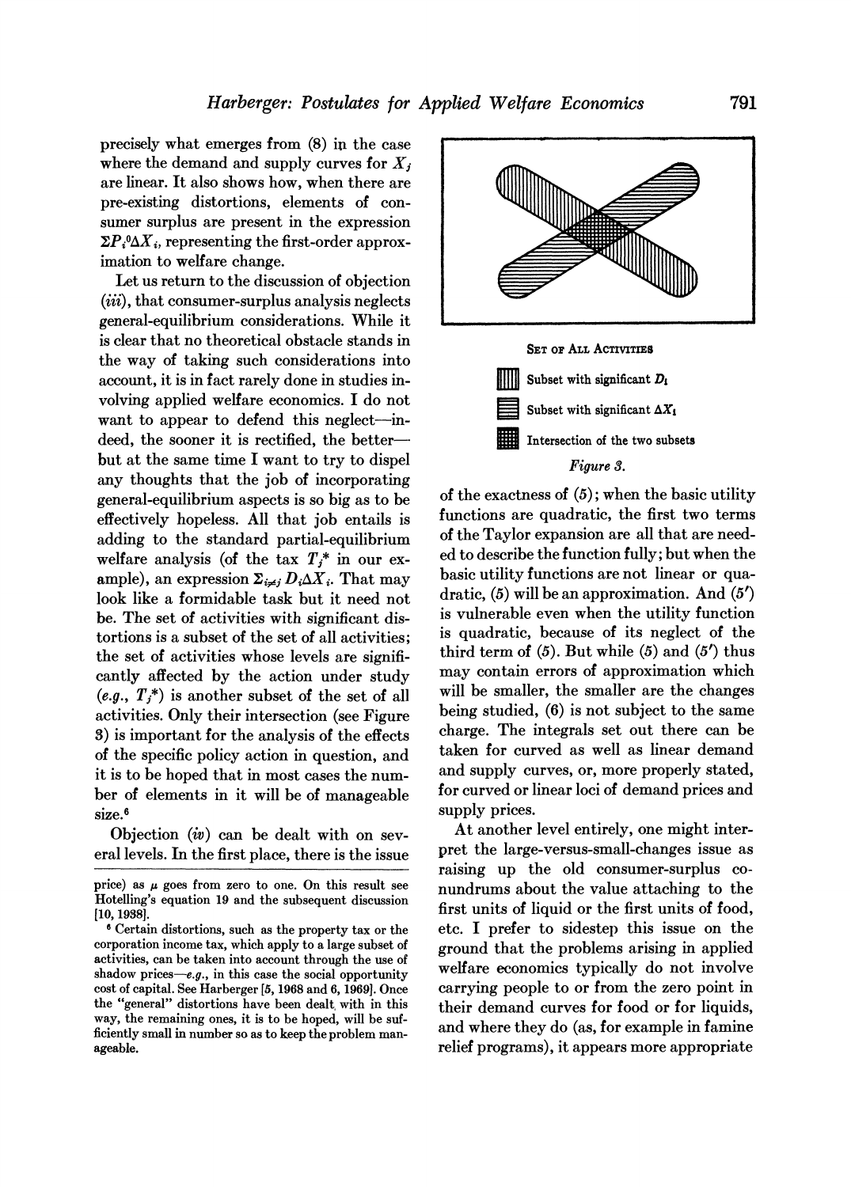precisely what emerges from (8) in the case where the demand and supply curves for $X_j$ are linear. It also shows how, when there are pre-existing distortions, elements of consumer surplus are present in the expression $\Sigma P_i^0 \Delta X_i$, representing the first-order approximation to welfare change.

Let us return to the discussion of objection (*iii*), that consumer-surplus analysis neglects general-equilibrium considerations. While it is clear that no theoretical obstacle stands in the way of taking such considerations into account, it is in fact rarely done in studies involving applied welfare economics. I do not want to appear to defend this neglect—indeed, the sooner it is rectified, the better—but at the same time I want to try to dispel any thoughts that the job of incorporating general-equilibrium aspects is so big as to be effectively hopeless. All that job entails is adding to the standard partial-equilibrium welfare analysis (of the tax $T_j^*$ in our example), an expression $\Sigma_{i \neq j} D_i \Delta X_i$. That may look like a formidable task but it need not be. The set of activities with significant distortions is a subset of the set of all activities; the set of activities whose levels are significantly affected by the action under study (*e.g.*, $T_j^*$) is another subset of the set of all activities. Only their intersection (see Figure 3) is important for the analysis of the effects of the specific policy action in question, and it is to be hoped that in most cases the number of elements in it will be of manageable size.[6]

SET OF ALL ACTIVITIES

Subset with significant $D_i$

Subset with significant $\Delta X_i$

Intersection of the two subsets

*Figure 3.*

Objection (*iv*) can be dealt with on several levels. In the first place, there is the issue of the exactness of (5); when the basic utility functions are quadratic, the first two terms of the Taylor expansion are all that are needed to describe the function fully; but when the basic utility functions are not linear or quadratic, (5) will be an approximation. And (5′) is vulnerable even when the utility function is quadratic, because of its neglect of the third term of (5). But while (5) and (5′) thus may contain errors of approximation which will be smaller, the smaller are the changes being studied, (6) is not subject to the same charge. The integrals set out there can be taken for curved as well as linear demand and supply curves, or, more properly stated, for curved or linear loci of demand prices and supply prices.

At another level entirely, one might interpret the large-versus-small-changes issue as raising up the old consumer-surplus conundrums about the value attaching to the first units of liquid or the first units of food, etc. I prefer to sidestep this issue on the ground that the problems arising in applied welfare economics typically do not involve carrying people to or from the zero point in their demand curves for food or for liquids, and where they do (as, for example in famine relief programs), it appears more appropriate

---

price) as $\mu$ goes from zero to one. On this result see Hotelling's equation 19 and the subsequent discussion [10, 1938].

[6] Certain distortions, such as the property tax or the corporation income tax, which apply to a large subset of activities, can be taken into account through the use of shadow prices—*e.g.*, in this case the social opportunity cost of capital. See Harberger [5, 1968 and 6, 1969]. Once the "general" distortions have been dealt with in this way, the remaining ones, it is to be hoped, will be sufficiently small in number so as to keep the problem manageable.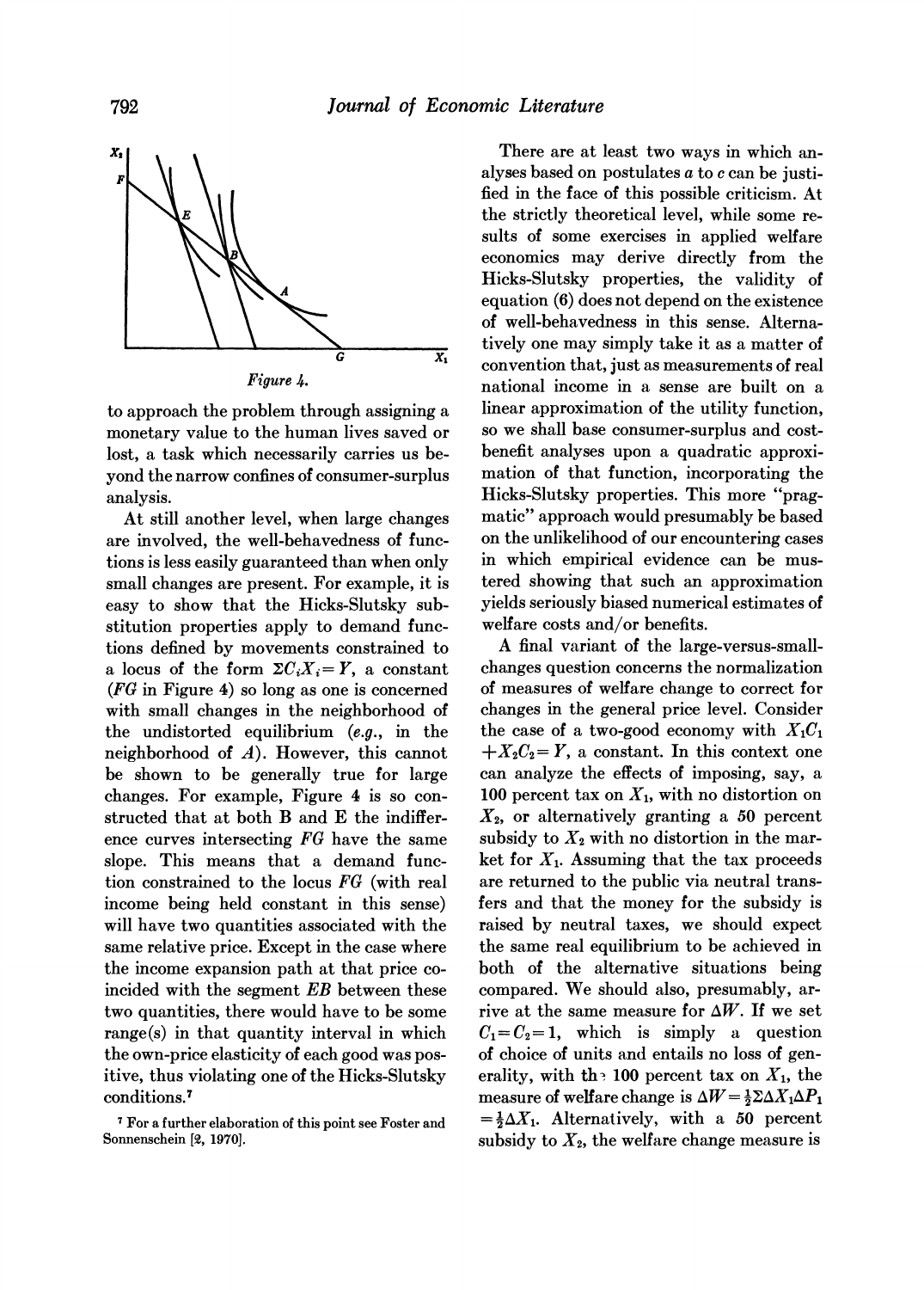$X_2$

$F$

$E$

$B$

$A$

$G$

$X_1$

*Figure 4.*

to approach the problem through assigning a monetary value to the human lives saved or lost, a task which necessarily carries us beyond the narrow confines of consumer-surplus analysis.

At still another level, when large changes are involved, the well-behavedness of functions is less easily guaranteed than when only small changes are present. For example, it is easy to show that the Hicks-Slutsky substitution properties apply to demand functions defined by movements constrained to a locus of the form $\Sigma C_i X_i = Y$, a constant ($FG$ in Figure 4) so long as one is concerned with small changes in the neighborhood of the undistorted equilibrium (*e.g.*, in the neighborhood of $A$). However, this cannot be shown to be generally true for large changes. For example, Figure 4 is so constructed that at both B and E the indifference curves intersecting $FG$ have the same slope. This means that a demand function constrained to the locus $FG$ (with real income being held constant in this sense) will have two quantities associated with the same relative price. Except in the case where the income expansion path at that price coincided with the segment $EB$ between these two quantities, there would have to be some range(s) in that quantity interval in which the own-price elasticity of each good was positive, thus violating one of the Hicks-Slutsky conditions.[7]

[7] For a further elaboration of this point see Foster and Sonnenschein [2, 1970].

There are at least two ways in which analyses based on postulates *a* to *c* can be justified in the face of this possible criticism. At the strictly theoretical level, while some results of some exercises in applied welfare economics may derive directly from the Hicks-Slutsky properties, the validity of equation (6) does not depend on the existence of well-behavedness in this sense. Alternatively one may simply take it as a matter of convention that, just as measurements of real national income in a sense are built on a linear approximation of the utility function, so we shall base consumer-surplus and cost-benefit analyses upon a quadratic approximation of that function, incorporating the Hicks-Slutsky properties. This more "pragmatic" approach would presumably be based on the unlikelihood of our encountering cases in which empirical evidence can be mustered showing that such an approximation yields seriously biased numerical estimates of welfare costs and/or benefits.

A final variant of the large-versus-small-changes question concerns the normalization of measures of welfare change to correct for changes in the general price level. Consider the case of a two-good economy with $X_1C_1 + X_2C_2 = Y$, a constant. In this context one can analyze the effects of imposing, say, a 100 percent tax on $X_1$, with no distortion on $X_2$, or alternatively granting a 50 percent subsidy to $X_2$ with no distortion in the market for $X_1$. Assuming that the tax proceeds are returned to the public via neutral transfers and that the money for the subsidy is raised by neutral taxes, we should expect the same real equilibrium to be achieved in both of the alternative situations being compared. We should also, presumably, arrive at the same measure for $\Delta W$. If we set $C_1 = C_2 = 1$, which is simply a question of choice of units and entails no loss of generality, with the 100 percent tax on $X_1$, the measure of welfare change is $\Delta W = \frac{1}{2}\Sigma\Delta X_1 \Delta P_1 = \frac{1}{2}\Delta X_1$. Alternatively, with a 50 percent subsidy to $X_2$, the welfare change measure is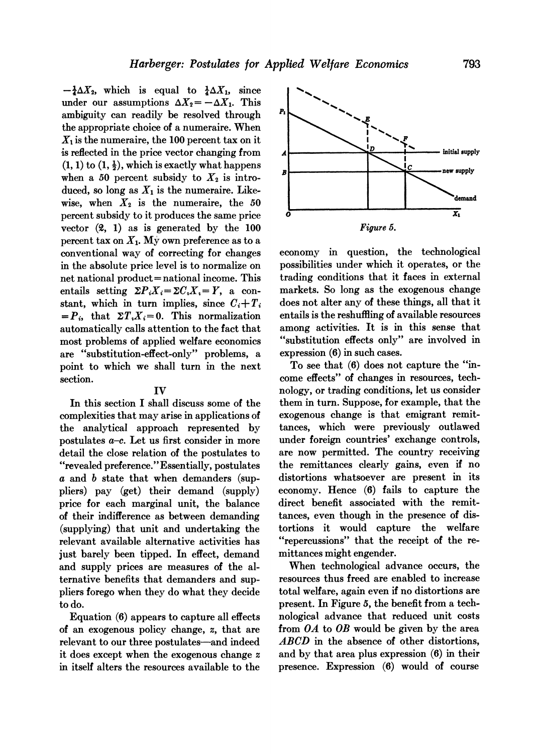$-\frac{1}{4}\Delta X_2$, which is equal to $\frac{1}{4}\Delta X_1$, since under our assumptions $\Delta X_2 = -\Delta X_1$. This ambiguity can readily be resolved through the appropriate choice of a numeraire. When $X_1$ is the numeraire, the 100 percent tax on it is reflected in the price vector changing from (1, 1) to (1, $\frac{1}{2}$), which is exactly what happens when a 50 percent subsidy to $X_2$ is introduced, so long as $X_1$ is the numeraire. Likewise, when $X_2$ is the numeraire, the 50 percent subsidy to it produces the same price vector (2, 1) as is generated by the 100 percent tax on $X_1$. My own preference as to a conventional way of correcting for changes in the absolute price level is to normalize on net national product = national income. This entails setting $\Sigma P_i X_i = \Sigma C_i X_i = Y$, a constant, which in turn implies, since $C_i + T_i = P_i$, that $\Sigma T_i X_i = 0$. This normalization automatically calls attention to the fact that most problems of applied welfare economics are "substitution-effect-only" problems, a point to which we shall turn in the next section.

## IV

In this section I shall discuss some of the complexities that may arise in applications of the analytical approach represented by postulates *a*–*c*. Let us first consider in more detail the close relation of the postulates to "revealed preference." Essentially, postulates *a* and *b* state that when demanders (suppliers) pay (get) their demand (supply) price for each marginal unit, the balance of their indifference as between demanding (supplying) that unit and undertaking the relevant available alternative activities has just barely been tipped. In effect, demand and supply prices are measures of the alternative benefits that demanders and suppliers forego when they do what they decide to do.

Equation (6) appears to capture all effects of an exogenous policy change, $z$, that are relevant to our three postulates—and indeed it does except when the exogenous change $z$ in itself alters the resources available to the economy in question, the technological possibilities under which it operates, or the trading conditions that it faces in external markets. So long as the exogenous change does not alter any of these things, all that it entails is the reshuffling of available resources among activities. It is in this sense that "substitution effects only" are involved in expression (6) in such cases.

*Figure 5.*

To see that (6) does not capture the "income effects" of changes in resources, technology, or trading conditions, let us consider them in turn. Suppose, for example, that the exogenous change is that emigrant remittances, which were previously outlawed under foreign countries' exchange controls, are now permitted. The country receiving the remittances clearly gains, even if no distortions whatsoever are present in its economy. Hence (6) fails to capture the direct benefit associated with the remittances, even though in the presence of distortions it would capture the welfare "repercussions" that the receipt of the remittances might engender.

When technological advance occurs, the resources thus freed are enabled to increase total welfare, again even if no distortions are present. In Figure 5, the benefit from a technological advance that reduced unit costs from $OA$ to $OB$ would be given by the area $ABCD$ in the absence of other distortions, and by that area plus expression (6) in their presence. Expression (6) would of course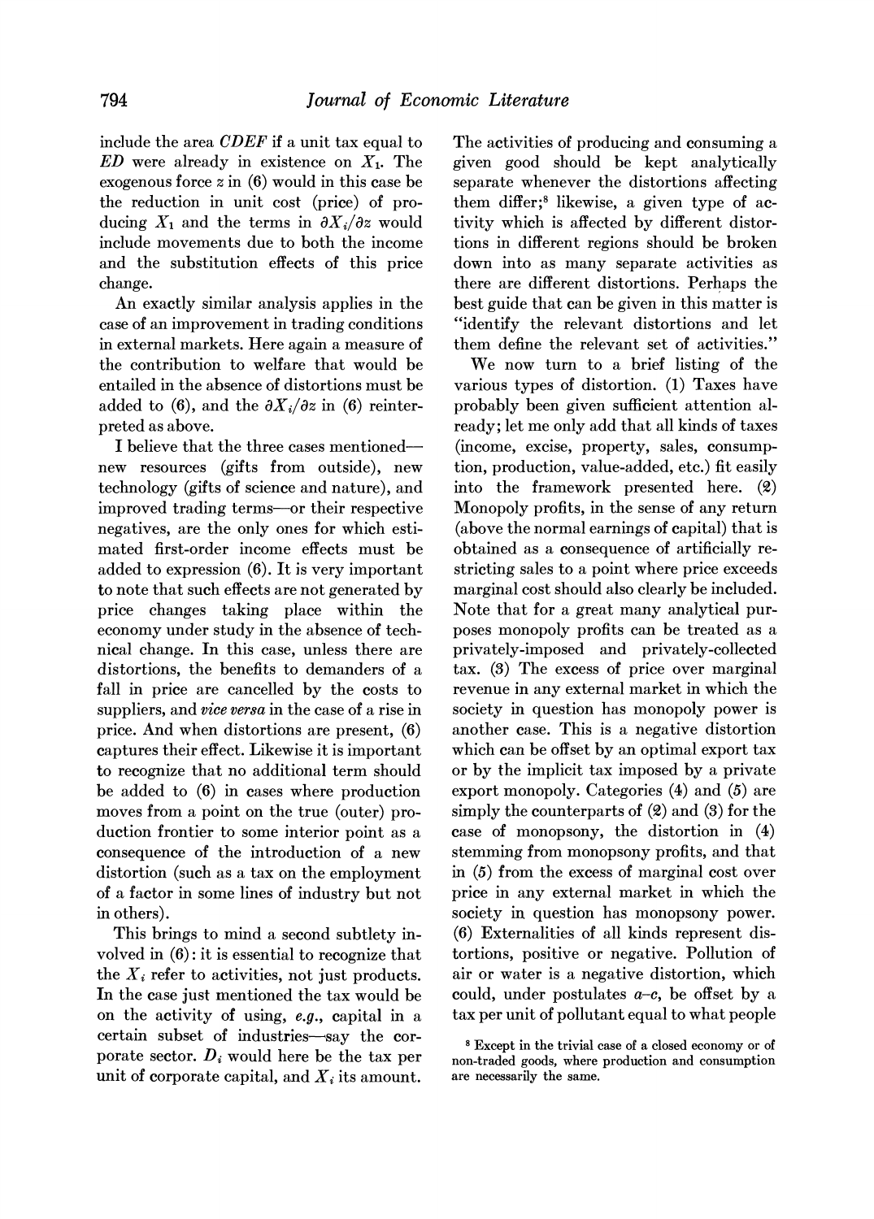include the area $CDEF$ if a unit tax equal to $ED$ were already in existence on $X_1$. The exogenous force $z$ in (6) would in this case be the reduction in unit cost (price) of producing $X_1$ and the terms in $\partial X_i/\partial z$ would include movements due to both the income and the substitution effects of this price change.

An exactly similar analysis applies in the case of an improvement in trading conditions in external markets. Here again a measure of the contribution to welfare that would be entailed in the absence of distortions must be added to (6), and the $\partial X_i/\partial z$ in (6) reinterpreted as above.

I believe that the three cases mentioned—new resources (gifts from outside), new technology (gifts of science and nature), and improved trading terms—or their respective negatives, are the only ones for which estimated first-order income effects must be added to expression (6). It is very important to note that such effects are not generated by price changes taking place within the economy under study in the absence of technical change. In this case, unless there are distortions, the benefits to demanders of a fall in price are cancelled by the costs to suppliers, and *vice versa* in the case of a rise in price. And when distortions are present, (6) captures their effect. Likewise it is important to recognize that no additional term should be added to (6) in cases where production moves from a point on the true (outer) production frontier to some interior point as a consequence of the introduction of a new distortion (such as a tax on the employment of a factor in some lines of industry but not in others).

This brings to mind a second subtlety involved in (6): it is essential to recognize that the $X_i$ refer to activities, not just products. In the case just mentioned the tax would be on the activity of using, *e.g.*, capital in a certain subset of industries—say the corporate sector. $D_i$ would here be the tax per unit of corporate capital, and $X_i$ its amount. The activities of producing and consuming a given good should be kept analytically separate whenever the distortions affecting them differ;[8] likewise, a given type of activity which is affected by different distortions in different regions should be broken down into as many separate activities as there are different distortions. Perhaps the best guide that can be given in this matter is "identify the relevant distortions and let them define the relevant set of activities."

We now turn to a brief listing of the various types of distortion. (1) Taxes have probably been given sufficient attention already; let me only add that all kinds of taxes (income, excise, property, sales, consumption, production, value-added, etc.) fit easily into the framework presented here. (2) Monopoly profits, in the sense of any return (above the normal earnings of capital) that is obtained as a consequence of artificially restricting sales to a point where price exceeds marginal cost should also clearly be included. Note that for a great many analytical purposes monopoly profits can be treated as a privately-imposed and privately-collected tax. (3) The excess of price over marginal revenue in any external market in which the society in question has monopoly power is another case. This is a negative distortion which can be offset by an optimal export tax or by the implicit tax imposed by a private export monopoly. Categories (4) and (5) are simply the counterparts of (2) and (3) for the case of monopsony, the distortion in (4) stemming from monopsony profits, and that in (5) from the excess of marginal cost over price in any external market in which the society in question has monopsony power. (6) Externalities of all kinds represent distortions, positive or negative. Pollution of air or water is a negative distortion, which could, under postulates *a–c*, be offset by a tax per unit of pollutant equal to what people

[8] Except in the trivial case of a closed economy or of non-traded goods, where production and consumption are necessarily the same.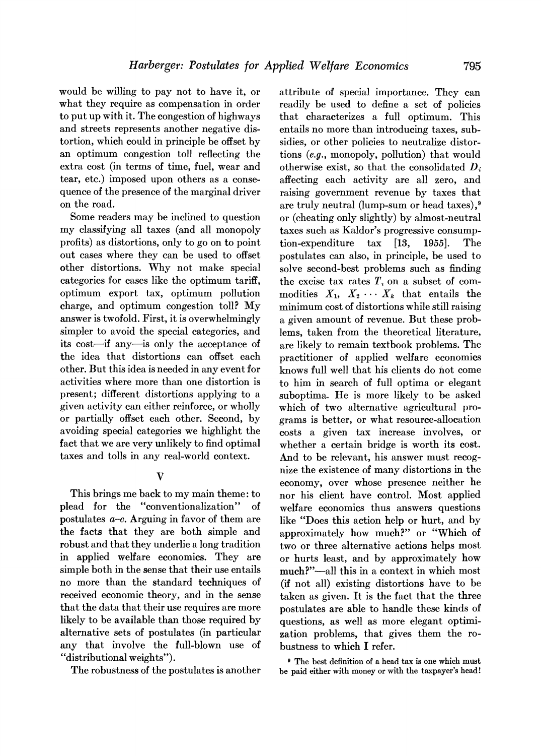would be willing to pay not to have it, or what they require as compensation in order to put up with it. The congestion of highways and streets represents another negative distortion, which could in principle be offset by an optimum congestion toll reflecting the extra cost (in terms of time, fuel, wear and tear, etc.) imposed upon others as a consequence of the presence of the marginal driver on the road.

Some readers may be inclined to question my classifying all taxes (and all monopoly profits) as distortions, only to go on to point out cases where they can be used to offset other distortions. Why not make special categories for cases like the optimum tariff, optimum export tax, optimum pollution charge, and optimum congestion toll? My answer is twofold. First, it is overwhelmingly simpler to avoid the special categories, and its cost—if any—is only the acceptance of the idea that distortions can offset each other. But this idea is needed in any event for activities where more than one distortion is present; different distortions applying to a given activity can either reinforce, or wholly or partially offset each other. Second, by avoiding special categories we highlight the fact that we are very unlikely to find optimal taxes and tolls in any real-world context.

## V

This brings me back to my main theme: to plead for the "conventionalization" of postulates *a–c*. Arguing in favor of them are the facts that they are both simple and robust and that they underlie a long tradition in applied welfare economics. They are simple both in the sense that their use entails no more than the standard techniques of received economic theory, and in the sense that the data that their use requires are more likely to be available than those required by alternative sets of postulates (in particular any that involve the full-blown use of "distributional weights").

The robustness of the postulates is another attribute of special importance. They can readily be used to define a set of policies that characterizes a full optimum. This entails no more than introducing taxes, subsidies, or other policies to neutralize distortions (*e.g.*, monopoly, pollution) that would otherwise exist, so that the consolidated $D_i$ affecting each activity are all zero, and raising government revenue by taxes that are truly neutral (lump-sum or head taxes),[9] or (cheating only slightly) by almost-neutral taxes such as Kaldor's progressive consumption-expenditure tax [13, 1955]. The postulates can also, in principle, be used to solve second-best problems such as finding the excise tax rates $T_i$ on a subset of commodities $X_1, X_2 \cdots X_k$ that entails the minimum cost of distortions while still raising a given amount of revenue. But these problems, taken from the theoretical literature, are likely to remain textbook problems. The practitioner of applied welfare economics knows full well that his clients do not come to him in search of full optima or elegant suboptima. He is more likely to be asked which of two alternative agricultural programs is better, or what resource-allocation costs a given tax increase involves, or whether a certain bridge is worth its cost. And to be relevant, his answer must recognize the existence of many distortions in the economy, over whose presence neither he nor his client have control. Most applied welfare economics thus answers questions like "Does this action help or hurt, and by approximately how much?" or "Which of two or three alternative actions helps most or hurts least, and by approximately how much?"—all this in a context in which most (if not all) existing distortions have to be taken as given. It is the fact that the three postulates are able to handle these kinds of questions, as well as more elegant optimization problems, that gives them the robustness to which I refer.

[9] The best definition of a head tax is one which must be paid either with money or with the taxpayer's head!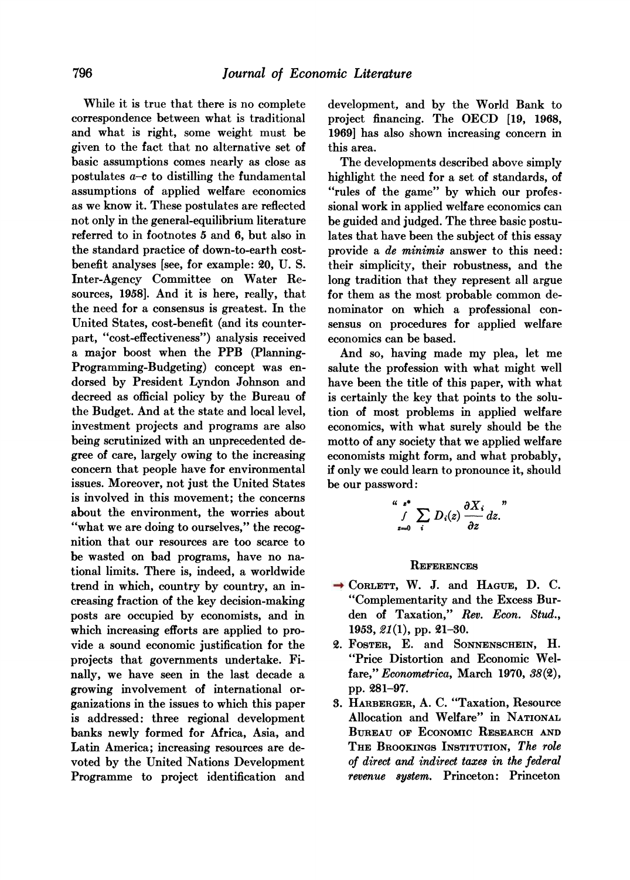While it is true that there is no complete correspondence between what is traditional and what is right, some weight must be given to the fact that no alternative set of basic assumptions comes nearly as close as postulates *a–c* to distilling the fundamental assumptions of applied welfare economics as we know it. These postulates are reflected not only in the general-equilibrium literature referred to in footnotes 5 and 6, but also in the standard practice of down-to-earth cost-benefit analyses [see, for example: 20, U. S. Inter-Agency Committee on Water Resources, 1958]. And it is here, really, that the need for a consensus is greatest. In the United States, cost-benefit (and its counterpart, "cost-effectiveness") analysis received a major boost when the PPB (Planning-Programming-Budgeting) concept was endorsed by President Lyndon Johnson and decreed as official policy by the Bureau of the Budget. And at the state and local level, investment projects and programs are also being scrutinized with an unprecedented degree of care, largely owing to the increasing concern that people have for environmental issues. Moreover, not just the United States is involved in this movement; the concerns about the environment, the worries about "what we are doing to ourselves," the recognition that our resources are too scarce to be wasted on bad programs, have no national limits. There is, indeed, a worldwide trend in which, country by country, an increasing fraction of the key decision-making posts are occupied by economists, and in which increasing efforts are applied to provide a sound economic justification for the projects that governments undertake. Finally, we have seen in the last decade a growing involvement of international organizations in the issues to which this paper is addressed: three regional development banks newly formed for Africa, Asia, and Latin America; increasing resources are devoted by the United Nations Development Programme to project identification and development, and by the World Bank to project financing. The OECD [19, 1968, 1969] has also shown increasing concern in this area.

The developments described above simply highlight the need for a set of standards, of "rules of the game" by which our professional work in applied welfare economics can be guided and judged. The three basic postulates that have been the subject of this essay provide a *de minimis* answer to this need: their simplicity, their robustness, and the long tradition that they represent all argue for them as the most probable common denominator on which a professional consensus on procedures for applied welfare economics can be based.

And so, having made my plea, let me salute the profession with what might well have been the title of this paper, with what is certainly the key that points to the solution of most problems in applied welfare economics, with what surely should be the motto of any society that we applied welfare economists might form, and what probably, if only we could learn to pronounce it, should be our password:

$$\text{“} \int_{z=0}^{z^*} \sum_i D_i(z) \frac{\partial X_i}{\partial z} dz. \text{”}$$

## References

1. Corlett, W. J. and Hague, D. C. "Complementarity and the Excess Burden of Taxation," *Rev. Econ. Stud.*, 1953, *21*(1), pp. 21–30.
2. Foster, E. and Sonnenschein, H. "Price Distortion and Economic Welfare," *Econometrica*, March 1970, *38*(2), pp. 281–97.
3. Harberger, A. C. "Taxation, Resource Allocation and Welfare" in National Bureau of Economic Research and The Brookings Institution, *The role of direct and indirect taxes in the federal revenue system.* Princeton: Princeton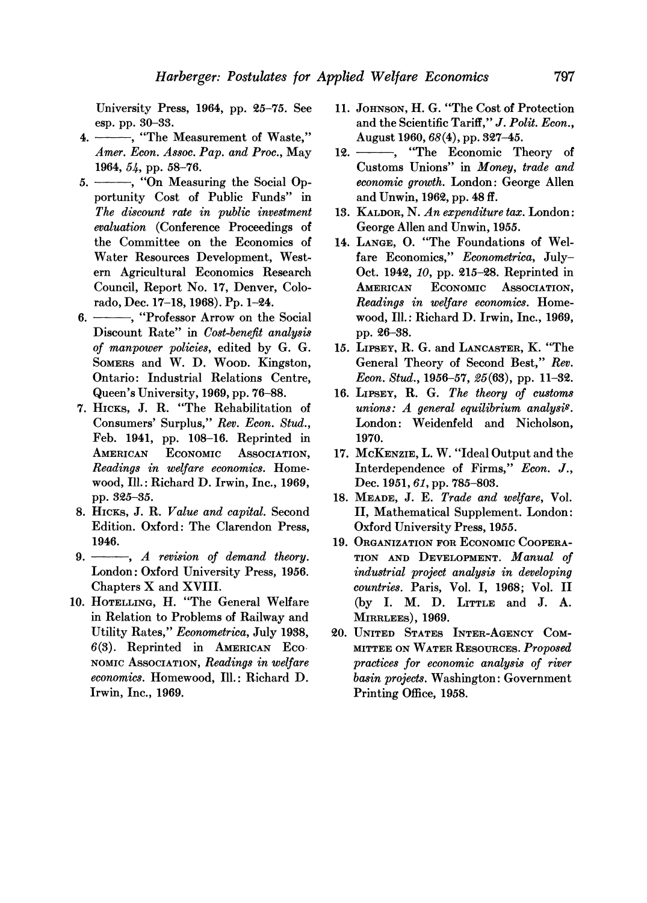University Press, 1964, pp. 25–75. See esp. pp. 30–33.

4. ———, "The Measurement of Waste," *Amer. Econ. Assoc. Pap. and Proc.*, May 1964, *54*, pp. 58–76.
5. ———, "On Measuring the Social Opportunity Cost of Public Funds" in *The discount rate in public investment evaluation* (Conference Proceedings of the Committee on the Economics of Water Resources Development, Western Agricultural Economics Research Council, Report No. 17, Denver, Colorado, Dec. 17–18, 1968). Pp. 1–24.
6. ———, "Professor Arrow on the Social Discount Rate" in *Cost-benefit analysis of manpower policies*, edited by G. G. SOMERS and W. D. WOOD. Kingston, Ontario: Industrial Relations Centre, Queen's University, 1969, pp. 76–88.
7. HICKS, J. R. "The Rehabilitation of Consumers' Surplus," *Rev. Econ. Stud.*, Feb. 1941, pp. 108–16. Reprinted in AMERICAN ECONOMIC ASSOCIATION, *Readings in welfare economics*. Homewood, Ill.: Richard D. Irwin, Inc., 1969, pp. 325–35.
8. HICKS, J. R. *Value and capital*. Second Edition. Oxford: The Clarendon Press, 1946.
9. ———, *A revision of demand theory*. London: Oxford University Press, 1956. Chapters X and XVIII.
10. HOTELLING, H. "The General Welfare in Relation to Problems of Railway and Utility Rates," *Econometrica*, July 1938, *6*(3). Reprinted in AMERICAN ECONOMIC ASSOCIATION, *Readings in welfare economics*. Homewood, Ill.: Richard D. Irwin, Inc., 1969.
11. JOHNSON, H. G. "The Cost of Protection and the Scientific Tariff," *J. Polit. Econ.*, August 1960, *68*(4), pp. 327–45.
12. ———, "The Economic Theory of Customs Unions" in *Money, trade and economic growth*. London: George Allen and Unwin, 1962, pp. 48 ff.
13. KALDOR, N. *An expenditure tax*. London: George Allen and Unwin, 1955.
14. LANGE, O. "The Foundations of Welfare Economics," *Econometrica*, July–Oct. 1942, *10*, pp. 215–28. Reprinted in AMERICAN ECONOMIC ASSOCIATION, *Readings in welfare economics*. Homewood, Ill.: Richard D. Irwin, Inc., 1969, pp. 26–38.
15. LIPSEY, R. G. and LANCASTER, K. "The General Theory of Second Best," *Rev. Econ. Stud.*, 1956–57, *25*(63), pp. 11–32.
16. LIPSEY, R. G. *The theory of customs unions: A general equilibrium analysis*. London: Weidenfeld and Nicholson, 1970.
17. MCKENZIE, L. W. "Ideal Output and the Interdependence of Firms," *Econ. J.*, Dec. 1951, *61*, pp. 785–803.
18. MEADE, J. E. *Trade and welfare*, Vol. II, Mathematical Supplement. London: Oxford University Press, 1955.
19. ORGANIZATION FOR ECONOMIC COOPERATION AND DEVELOPMENT. *Manual of industrial project analysis in developing countries*. Paris, Vol. I, 1968; Vol. II (by I. M. D. LITTLE and J. A. MIRRLEES), 1969.
20. UNITED STATES INTER-AGENCY COMMITTEE ON WATER RESOURCES. *Proposed practices for economic analysis of river basin projects*. Washington: Government Printing Office, 1958.